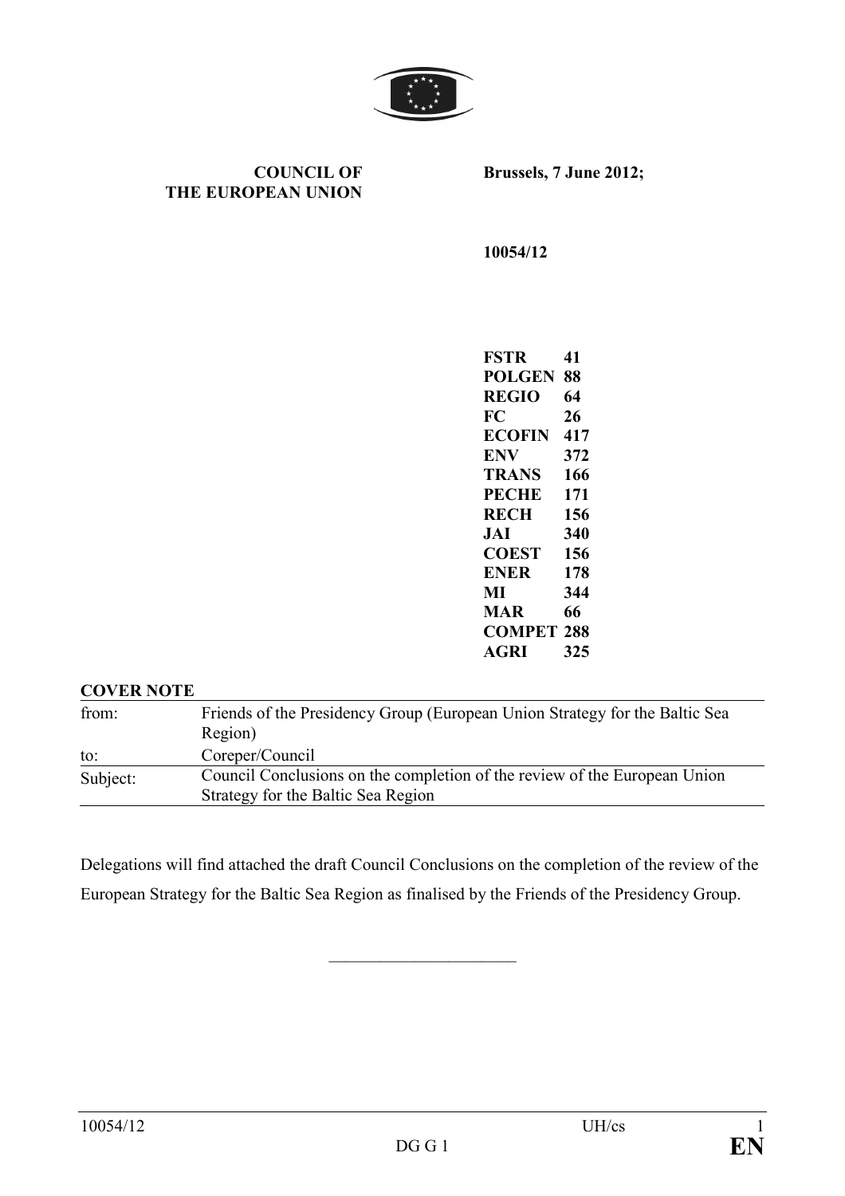**COUNCIL OF THE EUROPEAN UNION**

**Brussels, 7 June 2012;**

**10054/12**

**FSTR 41**
**POLGEN 88**
**REGIO 64**
**FC 26**
**ECOFIN 417**
**ENV 372**
**TRANS 166**
**PECHE 171**
**RECH 156**
**JAI 340**
**COEST 156**
**ENER 178**
**MI 344**
**MAR 66**
**COMPET 288**
**AGRI 325**

**COVER NOTE**

| | |
|---|---|
| from: | Friends of the Presidency Group (European Union Strategy for the Baltic Sea Region) |
| to: | Coreper/Council |
| Subject: | Council Conclusions on the completion of the review of the European Union Strategy for the Baltic Sea Region |

Delegations will find attached the draft Council Conclusions on the completion of the review of the European Strategy for the Baltic Sea Region as finalised by the Friends of the Presidency Group.

\_\_\_\_\_\_\_\_\_\_\_\_\_\_\_\_\_\_\_\_\_\_\_\_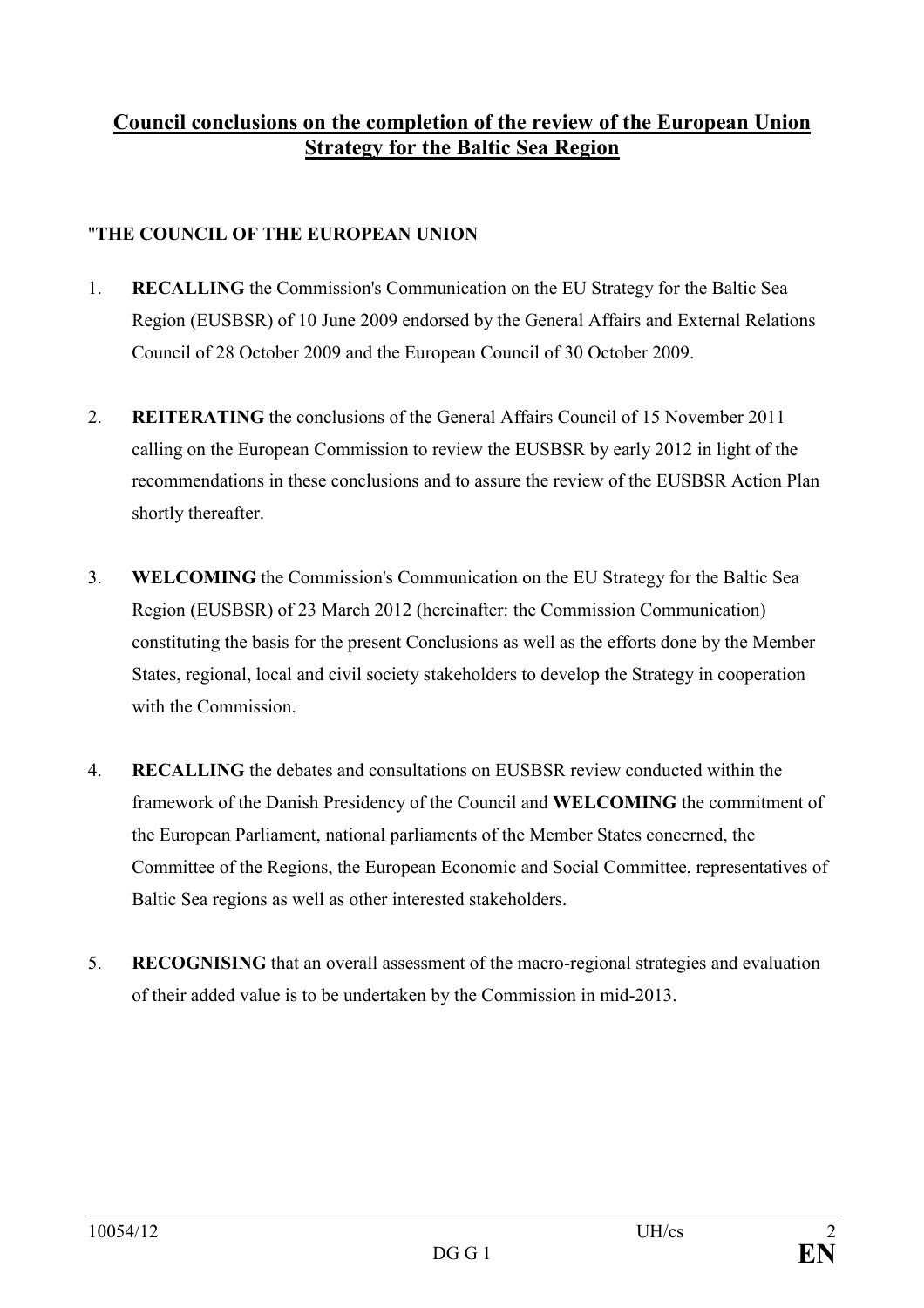## Council conclusions on the completion of the review of the European Union Strategy for the Baltic Sea Region

"**THE COUNCIL OF THE EUROPEAN UNION**

1. **RECALLING** the Commission's Communication on the EU Strategy for the Baltic Sea Region (EUSBSR) of 10 June 2009 endorsed by the General Affairs and External Relations Council of 28 October 2009 and the European Council of 30 October 2009.

2. **REITERATING** the conclusions of the General Affairs Council of 15 November 2011 calling on the European Commission to review the EUSBSR by early 2012 in light of the recommendations in these conclusions and to assure the review of the EUSBSR Action Plan shortly thereafter.

3. **WELCOMING** the Commission's Communication on the EU Strategy for the Baltic Sea Region (EUSBSR) of 23 March 2012 (hereinafter: the Commission Communication) constituting the basis for the present Conclusions as well as the efforts done by the Member States, regional, local and civil society stakeholders to develop the Strategy in cooperation with the Commission.

4. **RECALLING** the debates and consultations on EUSBSR review conducted within the framework of the Danish Presidency of the Council and **WELCOMING** the commitment of the European Parliament, national parliaments of the Member States concerned, the Committee of the Regions, the European Economic and Social Committee, representatives of Baltic Sea regions as well as other interested stakeholders.

5. **RECOGNISING** that an overall assessment of the macro-regional strategies and evaluation of their added value is to be undertaken by the Commission in mid-2013.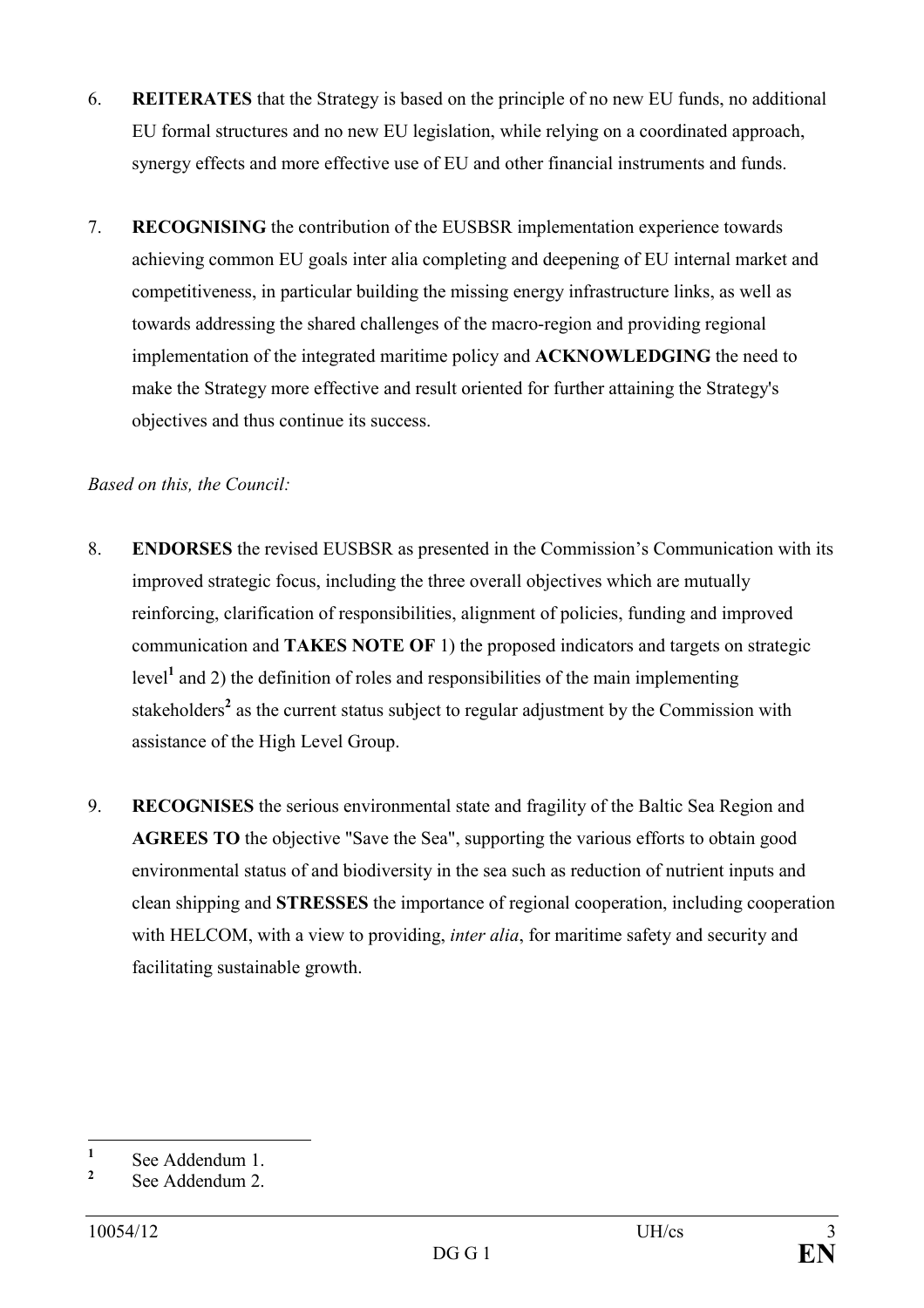6. **REITERATES** that the Strategy is based on the principle of no new EU funds, no additional EU formal structures and no new EU legislation, while relying on a coordinated approach, synergy effects and more effective use of EU and other financial instruments and funds.

7. **RECOGNISING** the contribution of the EUSBSR implementation experience towards achieving common EU goals inter alia completing and deepening of EU internal market and competitiveness, in particular building the missing energy infrastructure links, as well as towards addressing the shared challenges of the macro-region and providing regional implementation of the integrated maritime policy and **ACKNOWLEDGING** the need to make the Strategy more effective and result oriented for further attaining the Strategy's objectives and thus continue its success.

*Based on this, the Council:*

8. **ENDORSES** the revised EUSBSR as presented in the Commission's Communication with its improved strategic focus, including the three overall objectives which are mutually reinforcing, clarification of responsibilities, alignment of policies, funding and improved communication and **TAKES NOTE OF** 1) the proposed indicators and targets on strategic level[1] and 2) the definition of roles and responsibilities of the main implementing stakeholders[2] as the current status subject to regular adjustment by the Commission with assistance of the High Level Group.

9. **RECOGNISES** the serious environmental state and fragility of the Baltic Sea Region and **AGREES TO** the objective "Save the Sea", supporting the various efforts to obtain good environmental status of and biodiversity in the sea such as reduction of nutrient inputs and clean shipping and **STRESSES** the importance of regional cooperation, including cooperation with HELCOM, with a view to providing, *inter alia*, for maritime safety and security and facilitating sustainable growth.

---

[1] See Addendum 1.

[2] See Addendum 2.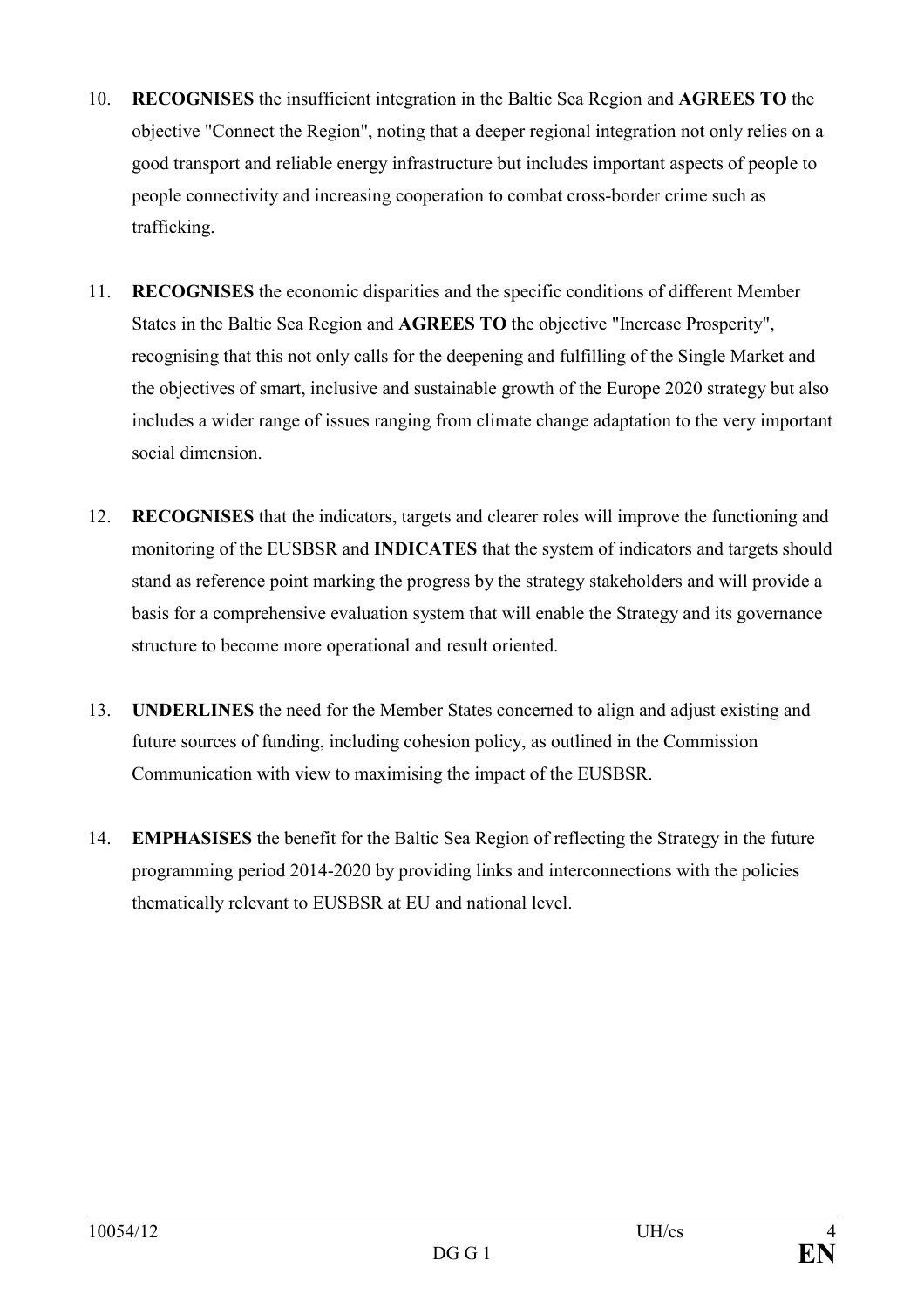10. **RECOGNISES** the insufficient integration in the Baltic Sea Region and **AGREES TO** the objective "Connect the Region", noting that a deeper regional integration not only relies on a good transport and reliable energy infrastructure but includes important aspects of people to people connectivity and increasing cooperation to combat cross-border crime such as trafficking.

11. **RECOGNISES** the economic disparities and the specific conditions of different Member States in the Baltic Sea Region and **AGREES TO** the objective "Increase Prosperity", recognising that this not only calls for the deepening and fulfilling of the Single Market and the objectives of smart, inclusive and sustainable growth of the Europe 2020 strategy but also includes a wider range of issues ranging from climate change adaptation to the very important social dimension.

12. **RECOGNISES** that the indicators, targets and clearer roles will improve the functioning and monitoring of the EUSBSR and **INDICATES** that the system of indicators and targets should stand as reference point marking the progress by the strategy stakeholders and will provide a basis for a comprehensive evaluation system that will enable the Strategy and its governance structure to become more operational and result oriented.

13. **UNDERLINES** the need for the Member States concerned to align and adjust existing and future sources of funding, including cohesion policy, as outlined in the Commission Communication with view to maximising the impact of the EUSBSR.

14. **EMPHASISES** the benefit for the Baltic Sea Region of reflecting the Strategy in the future programming period 2014-2020 by providing links and interconnections with the policies thematically relevant to EUSBSR at EU and national level.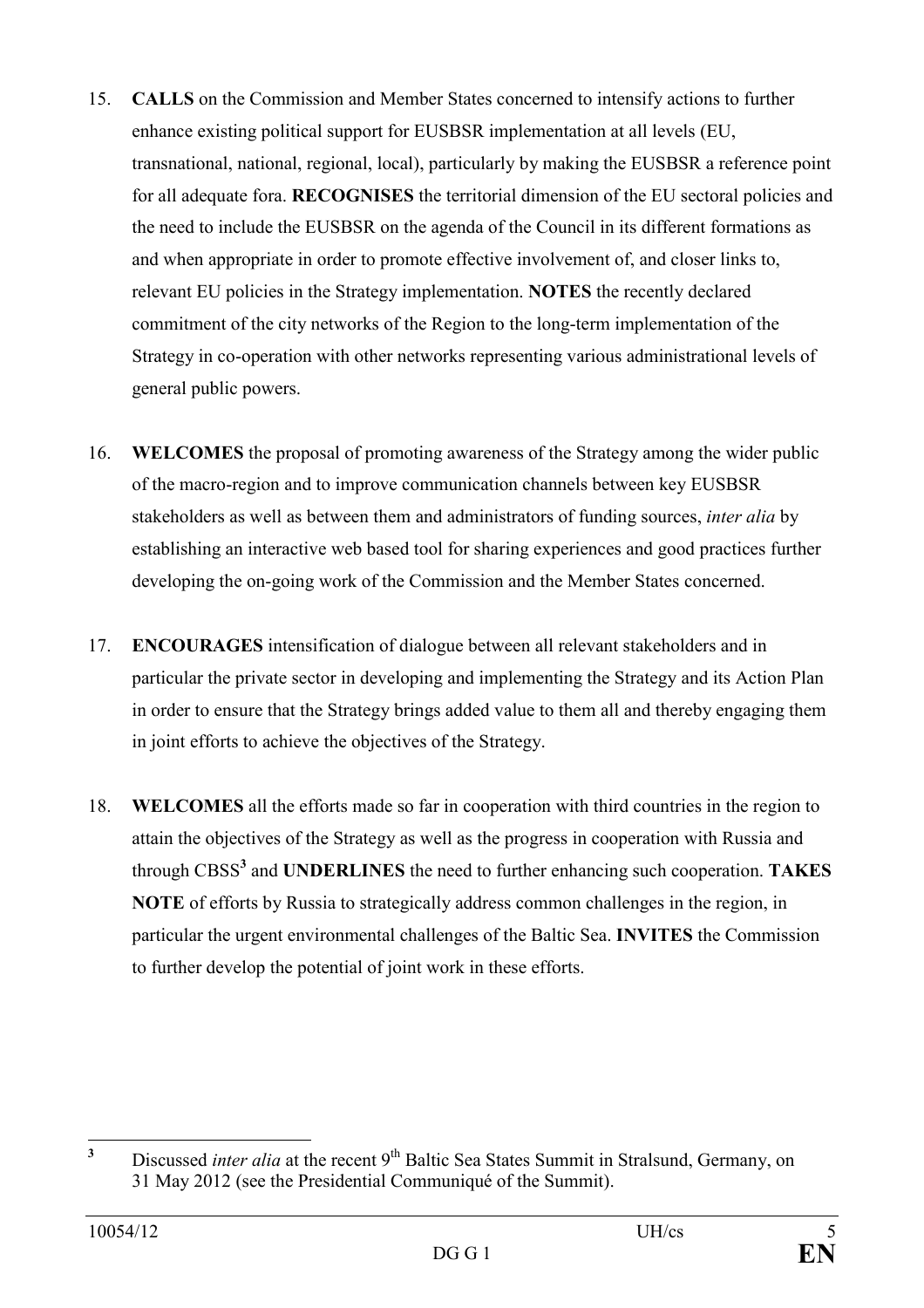15. **CALLS** on the Commission and Member States concerned to intensify actions to further enhance existing political support for EUSBSR implementation at all levels (EU, transnational, national, regional, local), particularly by making the EUSBSR a reference point for all adequate fora. **RECOGNISES** the territorial dimension of the EU sectoral policies and the need to include the EUSBSR on the agenda of the Council in its different formations as and when appropriate in order to promote effective involvement of, and closer links to, relevant EU policies in the Strategy implementation. **NOTES** the recently declared commitment of the city networks of the Region to the long-term implementation of the Strategy in co-operation with other networks representing various administrational levels of general public powers.

16. **WELCOMES** the proposal of promoting awareness of the Strategy among the wider public of the macro-region and to improve communication channels between key EUSBSR stakeholders as well as between them and administrators of funding sources, *inter alia* by establishing an interactive web based tool for sharing experiences and good practices further developing the on-going work of the Commission and the Member States concerned.

17. **ENCOURAGES** intensification of dialogue between all relevant stakeholders and in particular the private sector in developing and implementing the Strategy and its Action Plan in order to ensure that the Strategy brings added value to them all and thereby engaging them in joint efforts to achieve the objectives of the Strategy.

18. **WELCOMES** all the efforts made so far in cooperation with third countries in the region to attain the objectives of the Strategy as well as the progress in cooperation with Russia and through CBSS[3] and **UNDERLINES** the need to further enhancing such cooperation. **TAKES NOTE** of efforts by Russia to strategically address common challenges in the region, in particular the urgent environmental challenges of the Baltic Sea. **INVITES** the Commission to further develop the potential of joint work in these efforts.

---

[3] Discussed *inter alia* at the recent 9th Baltic Sea States Summit in Stralsund, Germany, on 31 May 2012 (see the Presidential Communiqué of the Summit).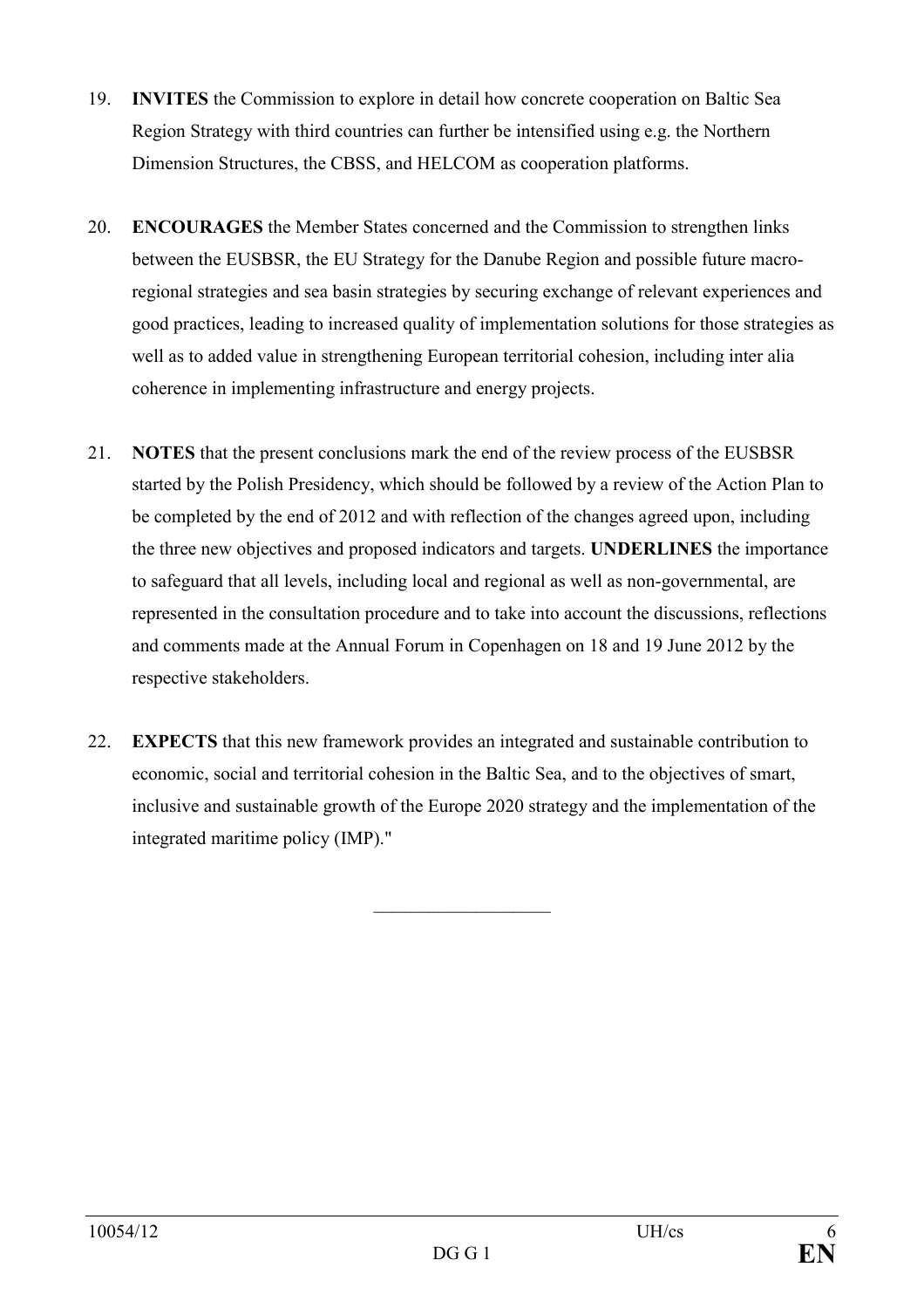19. **INVITES** the Commission to explore in detail how concrete cooperation on Baltic Sea Region Strategy with third countries can further be intensified using e.g. the Northern Dimension Structures, the CBSS, and HELCOM as cooperation platforms.

20. **ENCOURAGES** the Member States concerned and the Commission to strengthen links between the EUSBSR, the EU Strategy for the Danube Region and possible future macro-regional strategies and sea basin strategies by securing exchange of relevant experiences and good practices, leading to increased quality of implementation solutions for those strategies as well as to added value in strengthening European territorial cohesion, including inter alia coherence in implementing infrastructure and energy projects.

21. **NOTES** that the present conclusions mark the end of the review process of the EUSBSR started by the Polish Presidency, which should be followed by a review of the Action Plan to be completed by the end of 2012 and with reflection of the changes agreed upon, including the three new objectives and proposed indicators and targets. **UNDERLINES** the importance to safeguard that all levels, including local and regional as well as non-governmental, are represented in the consultation procedure and to take into account the discussions, reflections and comments made at the Annual Forum in Copenhagen on 18 and 19 June 2012 by the respective stakeholders.

22. **EXPECTS** that this new framework provides an integrated and sustainable contribution to economic, social and territorial cohesion in the Baltic Sea, and to the objectives of smart, inclusive and sustainable growth of the Europe 2020 strategy and the implementation of the integrated maritime policy (IMP)."

___________________